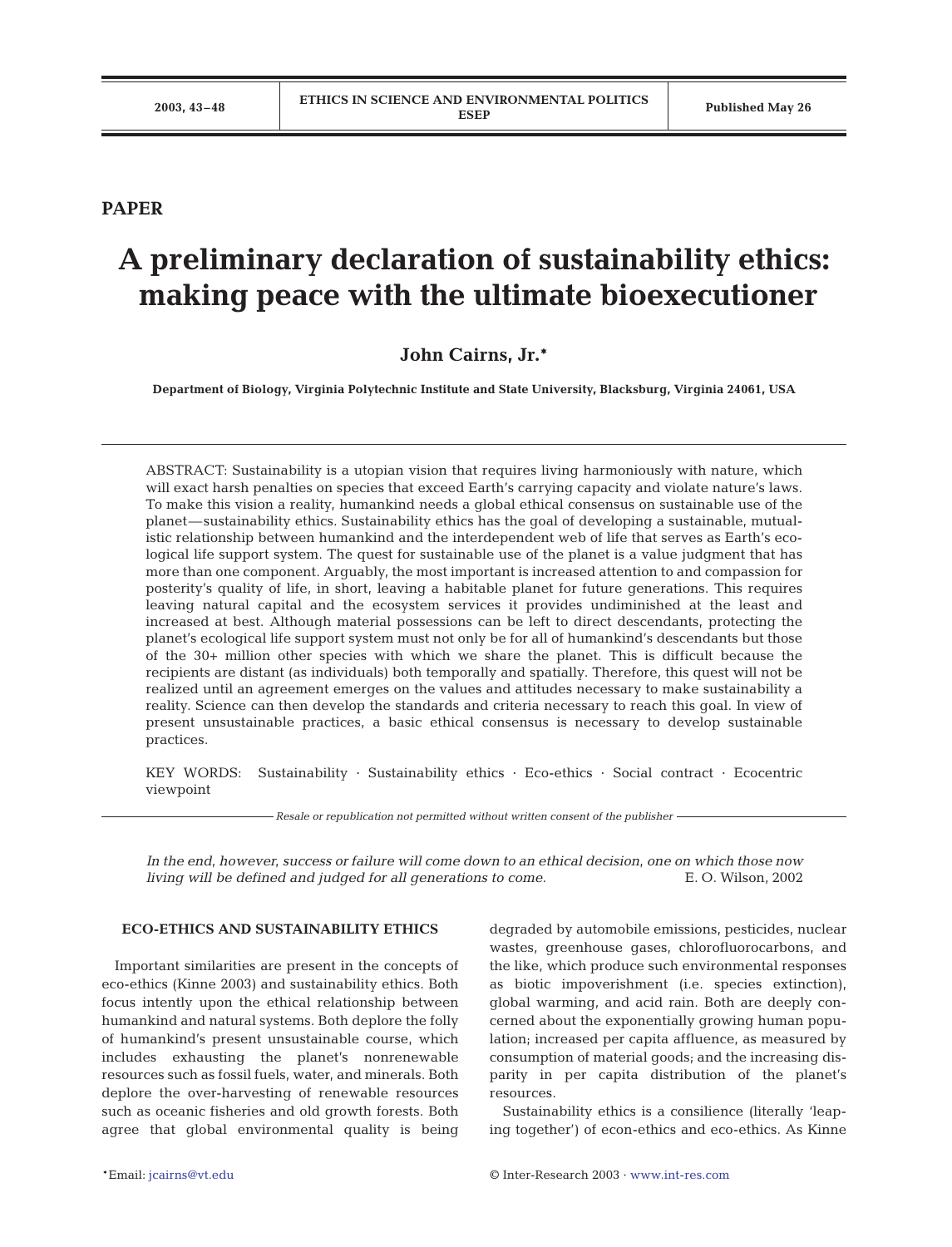**PAPER**

# A preliminary declaration of sustainability ethics: making peace with the ultimate bioexecutioner

**John Cairns, Jr.***

**Department of Biology, Virginia Polytechnic Institute and State University, Blacksburg, Virginia 24061, USA**

ABSTRACT: Sustainability is a utopian vision that requires living harmoniously with nature, which will exact harsh penalties on species that exceed Earth's carrying capacity and violate nature's laws. To make this vision a reality, humankind needs a global ethical consensus on sustainable use of the planet—sustainability ethics. Sustainability ethics has the goal of developing a sustainable, mutualistic relationship between humankind and the interdependent web of life that serves as Earth's ecological life support system. The quest for sustainable use of the planet is a value judgment that has more than one component. Arguably, the most important is increased attention to and compassion for posterity's quality of life, in short, leaving a habitable planet for future generations. This requires leaving natural capital and the ecosystem services it provides undiminished at the least and increased at best. Although material possessions can be left to direct descendants, protecting the planet's ecological life support system must not only be for all of humankind's descendants but those of the 30+ million other species with which we share the planet. This is difficult because the recipients are distant (as individuals) both temporally and spatially. Therefore, this quest will not be realized until an agreement emerges on the values and attitudes necessary to make sustainability a reality. Science can then develop the standards and criteria necessary to reach this goal. In view of present unsustainable practices, a basic ethical consensus is necessary to develop sustainable practices.

KEY WORDS: Sustainability · Sustainability ethics · Eco-ethics · Social contract · Ecocentric viewpoint

*Resale or republication not permitted without written consent of the publisher*

*In the end, however, success or failure will come down to an ethical decision, one on which those now living will be defined and judged for all generations to come.* E. O. Wilson, 2002

## ECO-ETHICS AND SUSTAINABILITY ETHICS

Important similarities are present in the concepts of eco-ethics (Kinne 2003) and sustainability ethics. Both focus intently upon the ethical relationship between humankind and natural systems. Both deplore the folly of humankind's present unsustainable course, which includes exhausting the planet's nonrenewable resources such as fossil fuels, water, and minerals. Both deplore the over-harvesting of renewable resources such as oceanic fisheries and old growth forests. Both agree that global environmental quality is being degraded by automobile emissions, pesticides, nuclear wastes, greenhouse gases, chlorofluorocarbons, and the like, which produce such environmental responses as biotic impoverishment (i.e. species extinction), global warming, and acid rain. Both are deeply concerned about the exponentially growing human population; increased per capita affluence, as measured by consumption of material goods; and the increasing disparity in per capita distribution of the planet's resources.

Sustainability ethics is a consilience (literally 'leaping together') of econ-ethics and eco-ethics. As Kinne

*Email: jcairns@vt.edu

© Inter-Research 2003 · www.int-res.com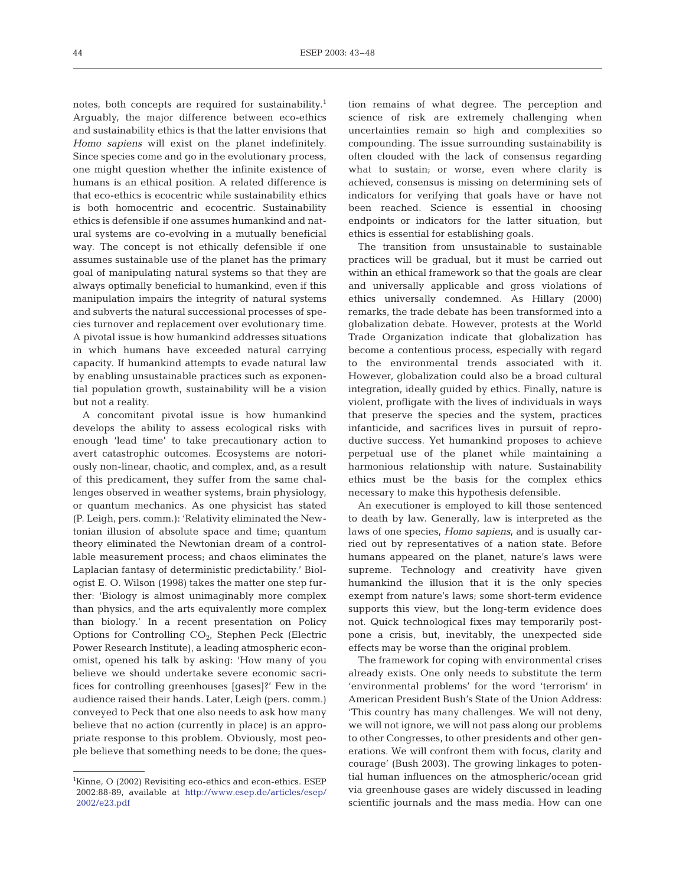notes, both concepts are required for sustainability.[1] Arguably, the major difference between eco-ethics and sustainability ethics is that the latter envisions that *Homo sapiens* will exist on the planet indefinitely. Since species come and go in the evolutionary process, one might question whether the infinite existence of humans is an ethical position. A related difference is that eco-ethics is ecocentric while sustainability ethics is both homocentric and ecocentric. Sustainability ethics is defensible if one assumes humankind and natural systems are co-evolving in a mutually beneficial way. The concept is not ethically defensible if one assumes sustainable use of the planet has the primary goal of manipulating natural systems so that they are always optimally beneficial to humankind, even if this manipulation impairs the integrity of natural systems and subverts the natural successional processes of species turnover and replacement over evolutionary time. A pivotal issue is how humankind addresses situations in which humans have exceeded natural carrying capacity. If humankind attempts to evade natural law by enabling unsustainable practices such as exponential population growth, sustainability will be a vision but not a reality.

A concomitant pivotal issue is how humankind develops the ability to assess ecological risks with enough 'lead time' to take precautionary action to avert catastrophic outcomes. Ecosystems are notoriously non-linear, chaotic, and complex, and, as a result of this predicament, they suffer from the same challenges observed in weather systems, brain physiology, or quantum mechanics. As one physicist has stated (P. Leigh, pers. comm.): 'Relativity eliminated the Newtonian illusion of absolute space and time; quantum theory eliminated the Newtonian dream of a controllable measurement process; and chaos eliminates the Laplacian fantasy of deterministic predictability.' Biologist E. O. Wilson (1998) takes the matter one step further: 'Biology is almost unimaginably more complex than physics, and the arts equivalently more complex than biology.' In a recent presentation on Policy Options for Controlling $CO_2$, Stephen Peck (Electric Power Research Institute), a leading atmospheric economist, opened his talk by asking: 'How many of you believe we should undertake severe economic sacrifices for controlling greenhouses [gases]?' Few in the audience raised their hands. Later, Leigh (pers. comm.) conveyed to Peck that one also needs to ask how many believe that no action (currently in place) is an appropriate response to this problem. Obviously, most people believe that something needs to be done; the question remains of what degree. The perception and science of risk are extremely challenging when uncertainties remain so high and complexities so compounding. The issue surrounding sustainability is often clouded with the lack of consensus regarding what to sustain; or worse, even where clarity is achieved, consensus is missing on determining sets of indicators for verifying that goals have or have not been reached. Science is essential in choosing endpoints or indicators for the latter situation, but ethics is essential for establishing goals.

The transition from unsustainable to sustainable practices will be gradual, but it must be carried out within an ethical framework so that the goals are clear and universally applicable and gross violations of ethics universally condemned. As Hillary (2000) remarks, the trade debate has been transformed into a globalization debate. However, protests at the World Trade Organization indicate that globalization has become a contentious process, especially with regard to the environmental trends associated with it. However, globalization could also be a broad cultural integration, ideally guided by ethics. Finally, nature is violent, profligate with the lives of individuals in ways that preserve the species and the system, practices infanticide, and sacrifices lives in pursuit of reproductive success. Yet humankind proposes to achieve perpetual use of the planet while maintaining a harmonious relationship with nature. Sustainability ethics must be the basis for the complex ethics necessary to make this hypothesis defensible.

An executioner is employed to kill those sentenced to death by law. Generally, law is interpreted as the laws of one species, *Homo sapiens*, and is usually carried out by representatives of a nation state. Before humans appeared on the planet, nature's laws were supreme. Technology and creativity have given humankind the illusion that it is the only species exempt from nature's laws; some short-term evidence supports this view, but the long-term evidence does not. Quick technological fixes may temporarily postpone a crisis, but, inevitably, the unexpected side effects may be worse than the original problem.

The framework for coping with environmental crises already exists. One only needs to substitute the term 'environmental problems' for the word 'terrorism' in American President Bush's State of the Union Address: 'This country has many challenges. We will not deny, we will not ignore, we will not pass along our problems to other Congresses, to other presidents and other generations. We will confront them with focus, clarity and courage' (Bush 2003). The growing linkages to potential human influences on the atmospheric/ocean grid via greenhouse gases are widely discussed in leading scientific journals and the mass media. How can one

[1]Kinne, O (2002) Revisiting eco-ethics and econ-ethics. ESEP 2002:88-89, available at http://www.esep.de/articles/esep/2002/e23.pdf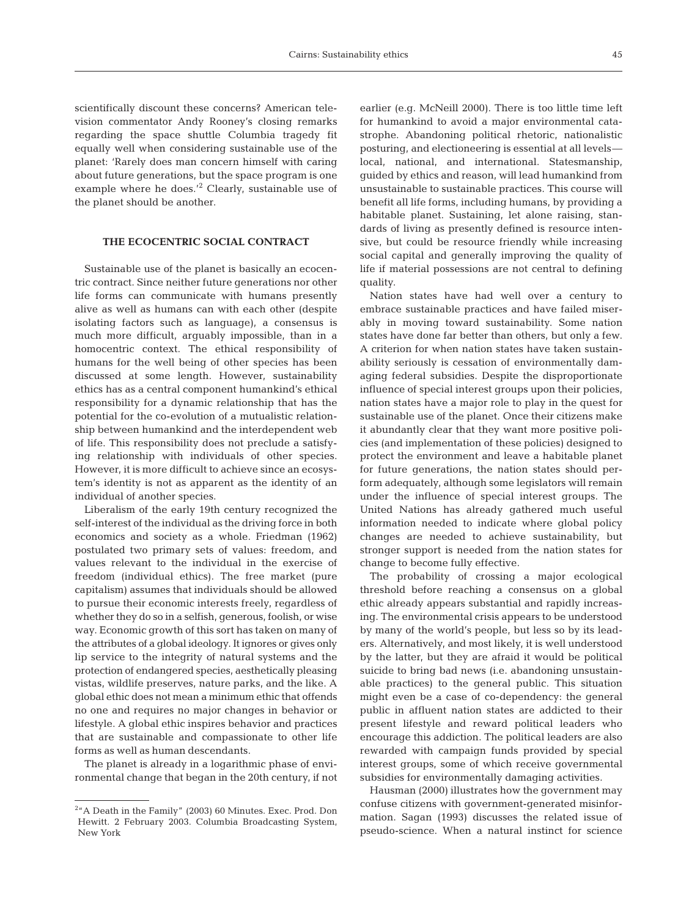scientifically discount these concerns? American television commentator Andy Rooney's closing remarks regarding the space shuttle Columbia tragedy fit equally well when considering sustainable use of the planet: 'Rarely does man concern himself with caring about future generations, but the space program is one example where he does.'[2] Clearly, sustainable use of the planet should be another.

## THE ECOCENTRIC SOCIAL CONTRACT

Sustainable use of the planet is basically an ecocentric contract. Since neither future generations nor other life forms can communicate with humans presently alive as well as humans can with each other (despite isolating factors such as language), a consensus is much more difficult, arguably impossible, than in a homocentric context. The ethical responsibility of humans for the well being of other species has been discussed at some length. However, sustainability ethics has as a central component humankind's ethical responsibility for a dynamic relationship that has the potential for the co-evolution of a mutualistic relationship between humankind and the interdependent web of life. This responsibility does not preclude a satisfying relationship with individuals of other species. However, it is more difficult to achieve since an ecosystem's identity is not as apparent as the identity of an individual of another species.

Liberalism of the early 19th century recognized the self-interest of the individual as the driving force in both economics and society as a whole. Friedman (1962) postulated two primary sets of values: freedom, and values relevant to the individual in the exercise of freedom (individual ethics). The free market (pure capitalism) assumes that individuals should be allowed to pursue their economic interests freely, regardless of whether they do so in a selfish, generous, foolish, or wise way. Economic growth of this sort has taken on many of the attributes of a global ideology. It ignores or gives only lip service to the integrity of natural systems and the protection of endangered species, aesthetically pleasing vistas, wildlife preserves, nature parks, and the like. A global ethic does not mean a minimum ethic that offends no one and requires no major changes in behavior or lifestyle. A global ethic inspires behavior and practices that are sustainable and compassionate to other life forms as well as human descendants.

The planet is already in a logarithmic phase of environmental change that began in the 20th century, if not earlier (e.g. McNeill 2000). There is too little time left for humankind to avoid a major environmental catastrophe. Abandoning political rhetoric, nationalistic posturing, and electioneering is essential at all levels—local, national, and international. Statesmanship, guided by ethics and reason, will lead humankind from unsustainable to sustainable practices. This course will benefit all life forms, including humans, by providing a habitable planet. Sustaining, let alone raising, standards of living as presently defined is resource intensive, but could be resource friendly while increasing social capital and generally improving the quality of life if material possessions are not central to defining quality.

Nation states have had well over a century to embrace sustainable practices and have failed miserably in moving toward sustainability. Some nation states have done far better than others, but only a few. A criterion for when nation states have taken sustainability seriously is cessation of environmentally damaging federal subsidies. Despite the disproportionate influence of special interest groups upon their policies, nation states have a major role to play in the quest for sustainable use of the planet. Once their citizens make it abundantly clear that they want more positive policies (and implementation of these policies) designed to protect the environment and leave a habitable planet for future generations, the nation states should perform adequately, although some legislators will remain under the influence of special interest groups. The United Nations has already gathered much useful information needed to indicate where global policy changes are needed to achieve sustainability, but stronger support is needed from the nation states for change to become fully effective.

The probability of crossing a major ecological threshold before reaching a consensus on a global ethic already appears substantial and rapidly increasing. The environmental crisis appears to be understood by many of the world's people, but less so by its leaders. Alternatively, and most likely, it is well understood by the latter, but they are afraid it would be political suicide to bring bad news (i.e. abandoning unsustainable practices) to the general public. This situation might even be a case of co-dependency: the general public in affluent nation states are addicted to their present lifestyle and reward political leaders who encourage this addiction. The political leaders are also rewarded with campaign funds provided by special interest groups, some of which receive governmental subsidies for environmentally damaging activities.

Hausman (2000) illustrates how the government may confuse citizens with government-generated misinformation. Sagan (1993) discusses the related issue of pseudo-science. When a natural instinct for science

---

[2]"A Death in the Family" (2003) 60 Minutes. Exec. Prod. Don Hewitt. 2 February 2003. Columbia Broadcasting System, New York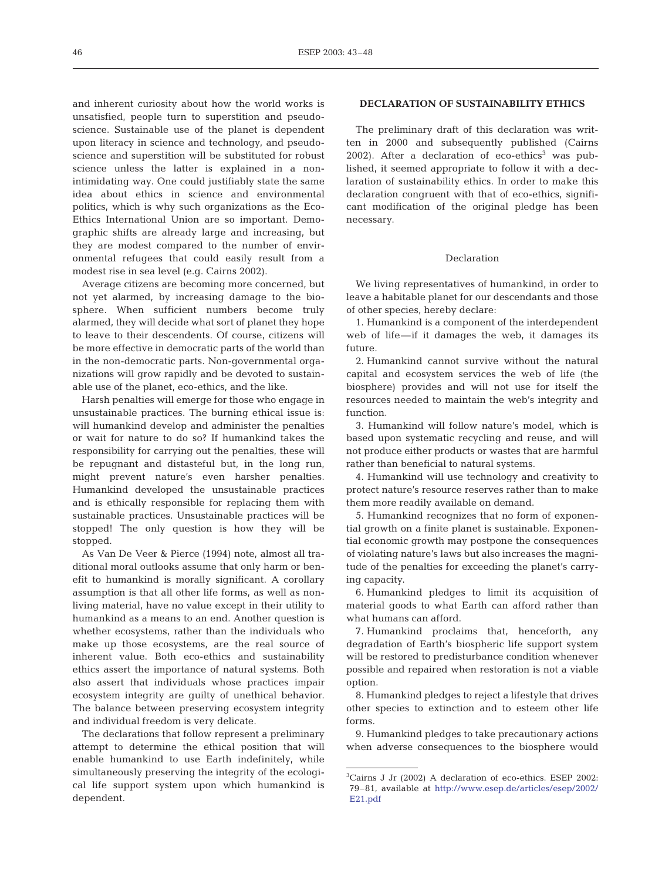and inherent curiosity about how the world works is unsatisfied, people turn to superstition and pseudoscience. Sustainable use of the planet is dependent upon literacy in science and technology, and pseudoscience and superstition will be substituted for robust science unless the latter is explained in a nonintimidating way. One could justifiably state the same idea about ethics in science and environmental politics, which is why such organizations as the Eco-Ethics International Union are so important. Demographic shifts are already large and increasing, but they are modest compared to the number of environmental refugees that could easily result from a modest rise in sea level (e.g. Cairns 2002).

Average citizens are becoming more concerned, but not yet alarmed, by increasing damage to the biosphere. When sufficient numbers become truly alarmed, they will decide what sort of planet they hope to leave to their descendents. Of course, citizens will be more effective in democratic parts of the world than in the non-democratic parts. Non-governmental organizations will grow rapidly and be devoted to sustainable use of the planet, eco-ethics, and the like.

Harsh penalties will emerge for those who engage in unsustainable practices. The burning ethical issue is: will humankind develop and administer the penalties or wait for nature to do so? If humankind takes the responsibility for carrying out the penalties, these will be repugnant and distasteful but, in the long run, might prevent nature's even harsher penalties. Humankind developed the unsustainable practices and is ethically responsible for replacing them with sustainable practices. Unsustainable practices will be stopped! The only question is how they will be stopped.

As Van De Veer & Pierce (1994) note, almost all traditional moral outlooks assume that only harm or benefit to humankind is morally significant. A corollary assumption is that all other life forms, as well as nonliving material, have no value except in their utility to humankind as a means to an end. Another question is whether ecosystems, rather than the individuals who make up those ecosystems, are the real source of inherent value. Both eco-ethics and sustainability ethics assert the importance of natural systems. Both also assert that individuals whose practices impair ecosystem integrity are guilty of unethical behavior. The balance between preserving ecosystem integrity and individual freedom is very delicate.

The declarations that follow represent a preliminary attempt to determine the ethical position that will enable humankind to use Earth indefinitely, while simultaneously preserving the integrity of the ecological life support system upon which humankind is dependent.

## DECLARATION OF SUSTAINABILITY ETHICS

The preliminary draft of this declaration was written in 2000 and subsequently published (Cairns 2002). After a declaration of eco-ethics[3] was published, it seemed appropriate to follow it with a declaration of sustainability ethics. In order to make this declaration congruent with that of eco-ethics, significant modification of the original pledge has been necessary.

### Declaration

We living representatives of humankind, in order to leave a habitable planet for our descendants and those of other species, hereby declare:

1. Humankind is a component of the interdependent web of life—if it damages the web, it damages its future.

2. Humankind cannot survive without the natural capital and ecosystem services the web of life (the biosphere) provides and will not use for itself the resources needed to maintain the web's integrity and function.

3. Humankind will follow nature's model, which is based upon systematic recycling and reuse, and will not produce either products or wastes that are harmful rather than beneficial to natural systems.

4. Humankind will use technology and creativity to protect nature's resource reserves rather than to make them more readily available on demand.

5. Humankind recognizes that no form of exponential growth on a finite planet is sustainable. Exponential economic growth may postpone the consequences of violating nature's laws but also increases the magnitude of the penalties for exceeding the planet's carrying capacity.

6. Humankind pledges to limit its acquisition of material goods to what Earth can afford rather than what humans can afford.

7. Humankind proclaims that, henceforth, any degradation of Earth's biospheric life support system will be restored to predisturbance condition whenever possible and repaired when restoration is not a viable option.

8. Humankind pledges to reject a lifestyle that drives other species to extinction and to esteem other life forms.

9. Humankind pledges to take precautionary actions when adverse consequences to the biosphere would

[3]Cairns J Jr (2002) A declaration of eco-ethics. ESEP 2002: 79–81, available at http://www.esep.de/articles/esep/2002/E21.pdf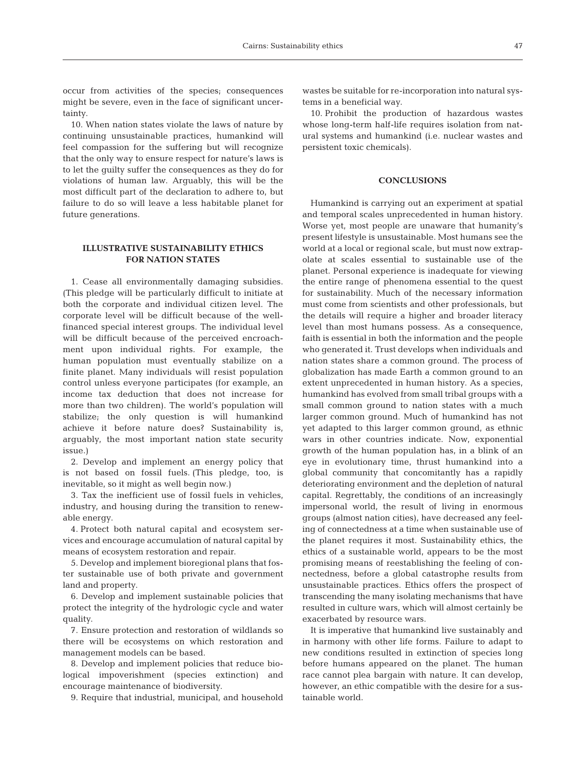occur from activities of the species; consequences might be severe, even in the face of significant uncertainty.

10. When nation states violate the laws of nature by continuing unsustainable practices, humankind will feel compassion for the suffering but will recognize that the only way to ensure respect for nature's laws is to let the guilty suffer the consequences as they do for violations of human law. Arguably, this will be the most difficult part of the declaration to adhere to, but failure to do so will leave a less habitable planet for future generations.

## ILLUSTRATIVE SUSTAINABILITY ETHICS FOR NATION STATES

1. Cease all environmentally damaging subsidies. (This pledge will be particularly difficult to initiate at both the corporate and individual citizen level. The corporate level will be difficult because of the well-financed special interest groups. The individual level will be difficult because of the perceived encroachment upon individual rights. For example, the human population must eventually stabilize on a finite planet. Many individuals will resist population control unless everyone participates (for example, an income tax deduction that does not increase for more than two children). The world's population will stabilize; the only question is will humankind achieve it before nature does? Sustainability is, arguably, the most important nation state security issue.)

2. Develop and implement an energy policy that is not based on fossil fuels. (This pledge, too, is inevitable, so it might as well begin now.)

3. Tax the inefficient use of fossil fuels in vehicles, industry, and housing during the transition to renewable energy.

4. Protect both natural capital and ecosystem services and encourage accumulation of natural capital by means of ecosystem restoration and repair.

5. Develop and implement bioregional plans that foster sustainable use of both private and government land and property.

6. Develop and implement sustainable policies that protect the integrity of the hydrologic cycle and water quality.

7. Ensure protection and restoration of wildlands so there will be ecosystems on which restoration and management models can be based.

8. Develop and implement policies that reduce biological impoverishment (species extinction) and encourage maintenance of biodiversity.

9. Require that industrial, municipal, and household wastes be suitable for re-incorporation into natural systems in a beneficial way.

10. Prohibit the production of hazardous wastes whose long-term half-life requires isolation from natural systems and humankind (i.e. nuclear wastes and persistent toxic chemicals).

## CONCLUSIONS

Humankind is carrying out an experiment at spatial and temporal scales unprecedented in human history. Worse yet, most people are unaware that humanity's present lifestyle is unsustainable. Most humans see the world at a local or regional scale, but must now extrapolate at scales essential to sustainable use of the planet. Personal experience is inadequate for viewing the entire range of phenomena essential to the quest for sustainability. Much of the necessary information must come from scientists and other professionals, but the details will require a higher and broader literacy level than most humans possess. As a consequence, faith is essential in both the information and the people who generated it. Trust develops when individuals and nation states share a common ground. The process of globalization has made Earth a common ground to an extent unprecedented in human history. As a species, humankind has evolved from small tribal groups with a small common ground to nation states with a much larger common ground. Much of humankind has not yet adapted to this larger common ground, as ethnic wars in other countries indicate. Now, exponential growth of the human population has, in a blink of an eye in evolutionary time, thrust humankind into a global community that concomitantly has a rapidly deteriorating environment and the depletion of natural capital. Regrettably, the conditions of an increasingly impersonal world, the result of living in enormous groups (almost nation cities), have decreased any feeling of connectedness at a time when sustainable use of the planet requires it most. Sustainability ethics, the ethics of a sustainable world, appears to be the most promising means of reestablishing the feeling of connectedness, before a global catastrophe results from unsustainable practices. Ethics offers the prospect of transcending the many isolating mechanisms that have resulted in culture wars, which will almost certainly be exacerbated by resource wars.

It is imperative that humankind live sustainably and in harmony with other life forms. Failure to adapt to new conditions resulted in extinction of species long before humans appeared on the planet. The human race cannot plea bargain with nature. It can develop, however, an ethic compatible with the desire for a sustainable world.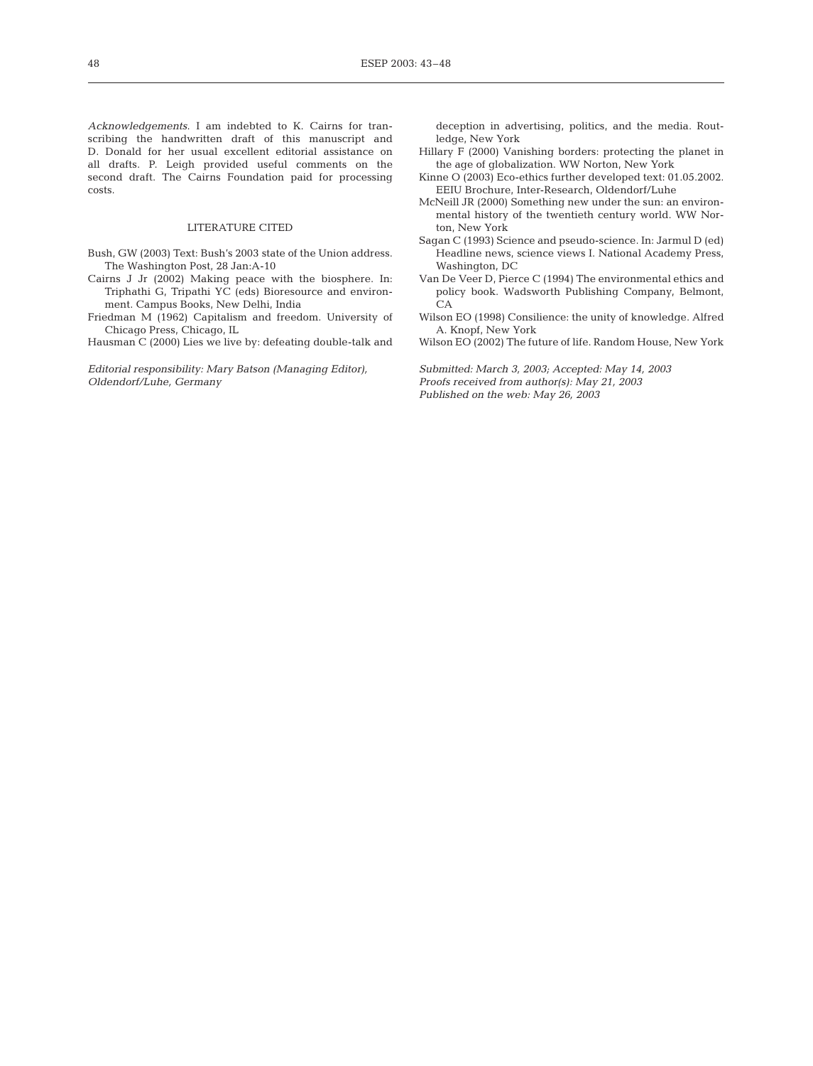*Acknowledgements*. I am indebted to K. Cairns for transcribing the handwritten draft of this manuscript and D. Donald for her usual excellent editorial assistance on all drafts. P. Leigh provided useful comments on the second draft. The Cairns Foundation paid for processing costs.

## LITERATURE CITED

Bush, GW (2003) Text: Bush's 2003 state of the Union address. The Washington Post, 28 Jan:A-10

Cairns J Jr (2002) Making peace with the biosphere. In: Triphathi G, Tripathi YC (eds) Bioresource and environment. Campus Books, New Delhi, India

Friedman M (1962) Capitalism and freedom. University of Chicago Press, Chicago, IL

Hausman C (2000) Lies we live by: defeating double-talk and deception in advertising, politics, and the media. Routledge, New York

Hillary F (2000) Vanishing borders: protecting the planet in the age of globalization. WW Norton, New York

Kinne O (2003) Eco-ethics further developed text: 01.05.2002. EEIU Brochure, Inter-Research, Oldendorf/Luhe

McNeill JR (2000) Something new under the sun: an environmental history of the twentieth century world. WW Norton, New York

Sagan C (1993) Science and pseudo-science. In: Jarmul D (ed) Headline news, science views I. National Academy Press, Washington, DC

Van De Veer D, Pierce C (1994) The environmental ethics and policy book. Wadsworth Publishing Company, Belmont, CA

Wilson EO (1998) Consilience: the unity of knowledge. Alfred A. Knopf, New York

Wilson EO (2002) The future of life. Random House, New York

*Editorial responsibility: Mary Batson (Managing Editor), Oldendorf/Luhe, Germany*

*Submitted: March 3, 2003; Accepted: May 14, 2003*
*Proofs received from author(s): May 21, 2003*
*Published on the web: May 26, 2003*